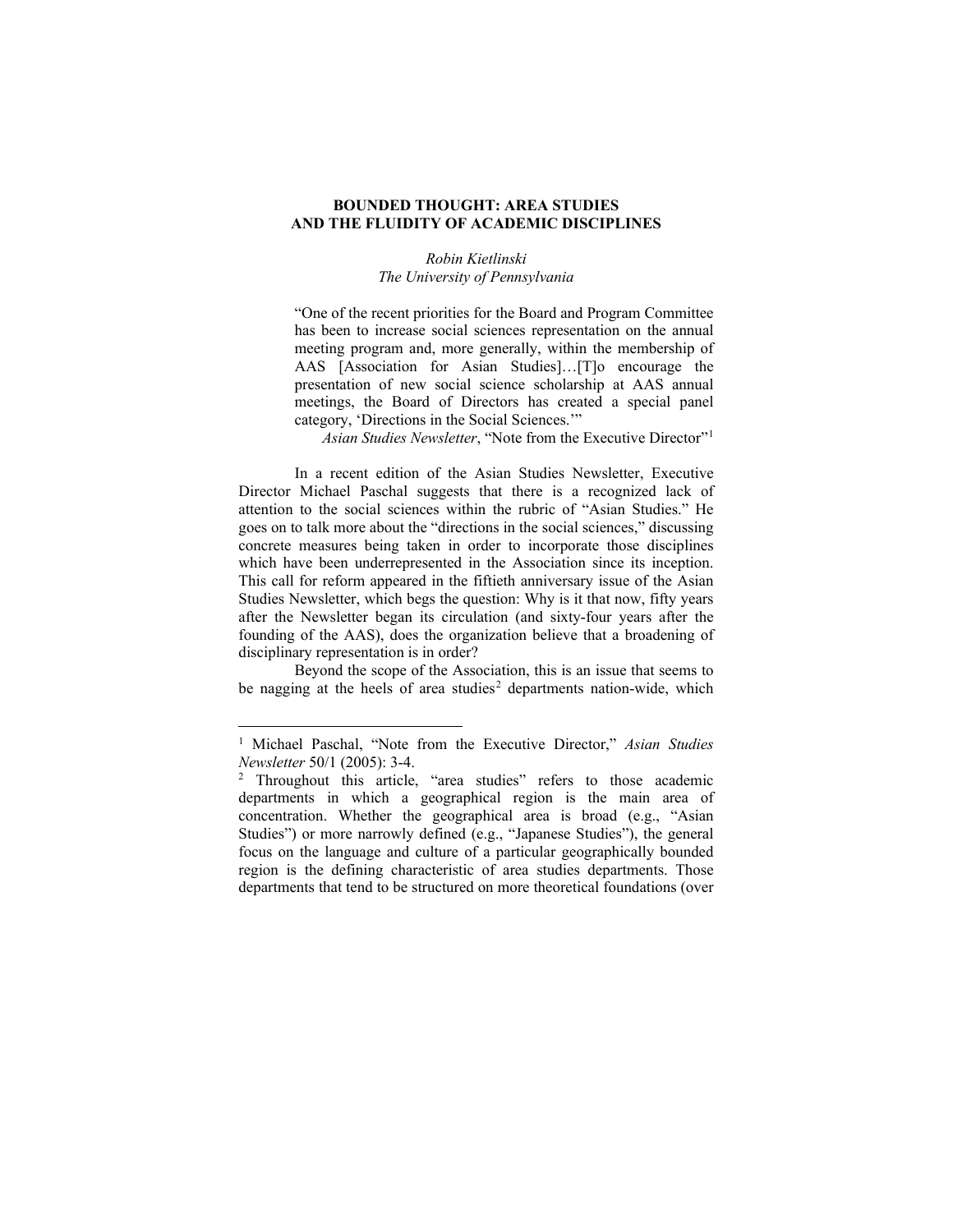# BOUNDED THOUGHT: AREA STUDIES AND THE FLUIDITY OF ACADEMIC DISCIPLINES

*Robin Kietlinski*
*The University of Pennsylvania*

> "One of the recent priorities for the Board and Program Committee has been to increase social sciences representation on the annual meeting program and, more generally, within the membership of AAS [Association for Asian Studies]…[T]o encourage the presentation of new social science scholarship at AAS annual meetings, the Board of Directors has created a special panel category, 'Directions in the Social Sciences.'"
>
> *Asian Studies Newsletter*, "Note from the Executive Director"[1]

In a recent edition of the Asian Studies Newsletter, Executive Director Michael Paschal suggests that there is a recognized lack of attention to the social sciences within the rubric of "Asian Studies." He goes on to talk more about the "directions in the social sciences," discussing concrete measures being taken in order to incorporate those disciplines which have been underrepresented in the Association since its inception. This call for reform appeared in the fiftieth anniversary issue of the Asian Studies Newsletter, which begs the question: Why is it that now, fifty years after the Newsletter began its circulation (and sixty-four years after the founding of the AAS), does the organization believe that a broadening of disciplinary representation is in order?

Beyond the scope of the Association, this is an issue that seems to be nagging at the heels of area studies[2] departments nation-wide, which

---

[1] Michael Paschal, "Note from the Executive Director," *Asian Studies Newsletter* 50/1 (2005): 3-4.

[2] Throughout this article, "area studies" refers to those academic departments in which a geographical region is the main area of concentration. Whether the geographical area is broad (e.g., "Asian Studies") or more narrowly defined (e.g., "Japanese Studies"), the general focus on the language and culture of a particular geographically bounded region is the defining characteristic of area studies departments. Those departments that tend to be structured on more theoretical foundations (over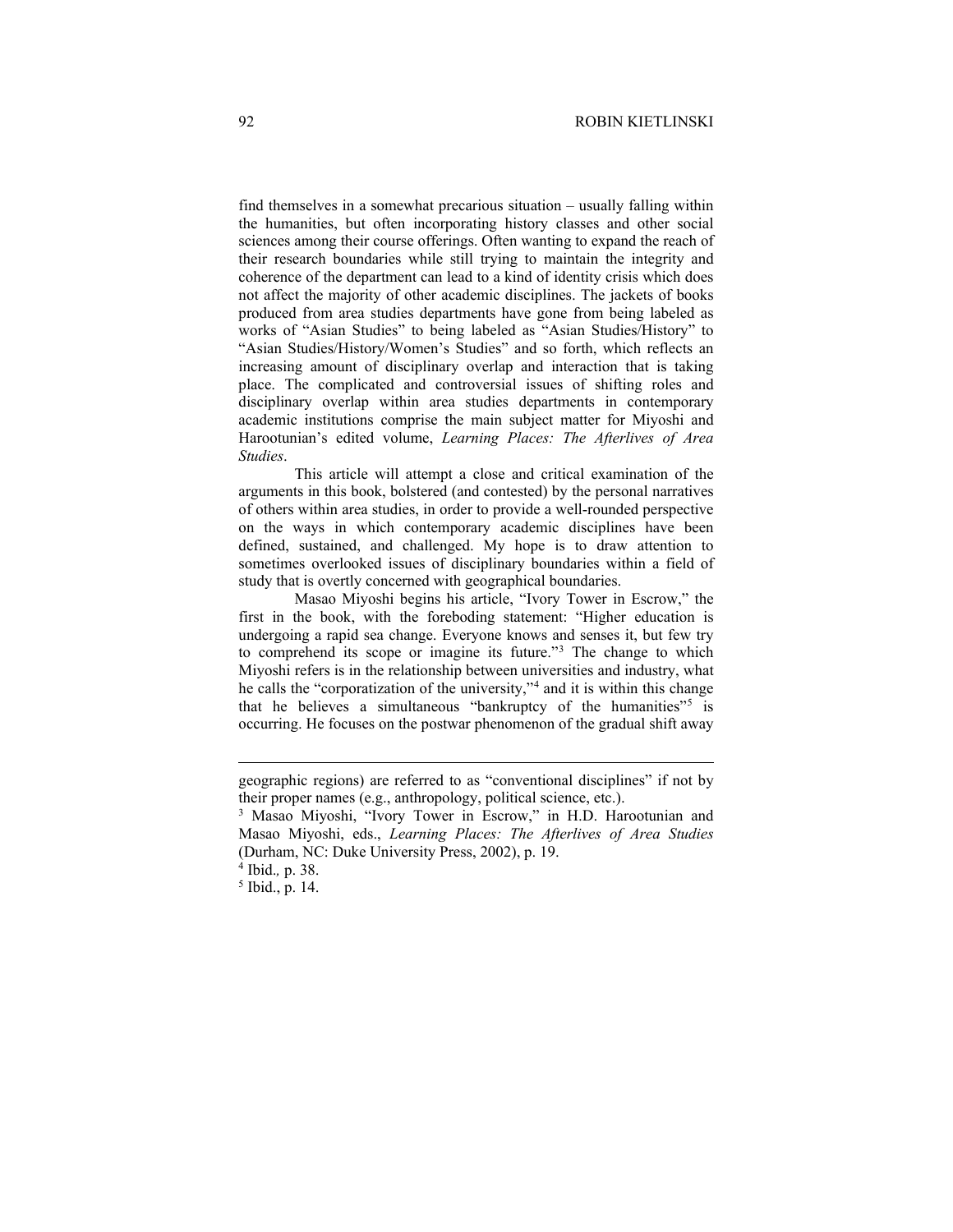find themselves in a somewhat precarious situation – usually falling within the humanities, but often incorporating history classes and other social sciences among their course offerings. Often wanting to expand the reach of their research boundaries while still trying to maintain the integrity and coherence of the department can lead to a kind of identity crisis which does not affect the majority of other academic disciplines. The jackets of books produced from area studies departments have gone from being labeled as works of "Asian Studies" to being labeled as "Asian Studies/History" to "Asian Studies/History/Women's Studies" and so forth, which reflects an increasing amount of disciplinary overlap and interaction that is taking place. The complicated and controversial issues of shifting roles and disciplinary overlap within area studies departments in contemporary academic institutions comprise the main subject matter for Miyoshi and Harootunian's edited volume, *Learning Places: The Afterlives of Area Studies*.

This article will attempt a close and critical examination of the arguments in this book, bolstered (and contested) by the personal narratives of others within area studies, in order to provide a well-rounded perspective on the ways in which contemporary academic disciplines have been defined, sustained, and challenged. My hope is to draw attention to sometimes overlooked issues of disciplinary boundaries within a field of study that is overtly concerned with geographical boundaries.

Masao Miyoshi begins his article, "Ivory Tower in Escrow," the first in the book, with the foreboding statement: "Higher education is undergoing a rapid sea change. Everyone knows and senses it, but few try to comprehend its scope or imagine its future."[3] The change to which Miyoshi refers is in the relationship between universities and industry, what he calls the "corporatization of the university,"[4] and it is within this change that he believes a simultaneous "bankruptcy of the humanities"[5] is occurring. He focuses on the postwar phenomenon of the gradual shift away

---

geographic regions) are referred to as "conventional disciplines" if not by their proper names (e.g., anthropology, political science, etc.).

[3] Masao Miyoshi, "Ivory Tower in Escrow," in H.D. Harootunian and Masao Miyoshi, eds., *Learning Places: The Afterlives of Area Studies* (Durham, NC: Duke University Press, 2002), p. 19.

[4] Ibid., p. 38.

[5] Ibid., p. 14.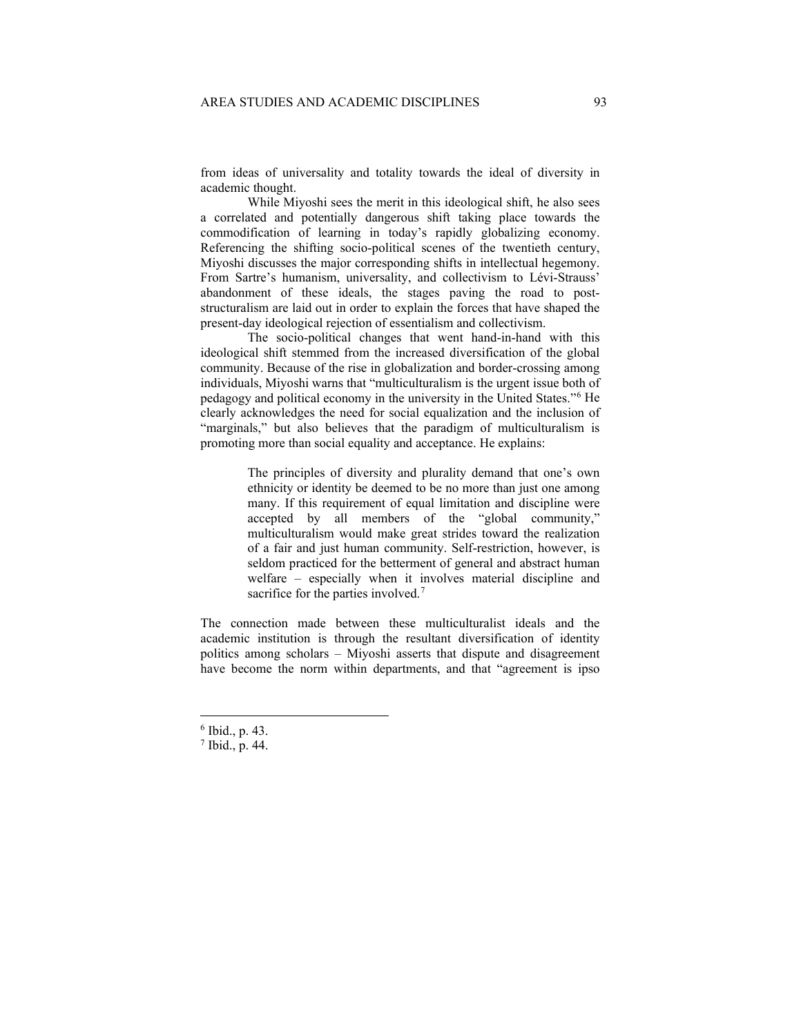from ideas of universality and totality towards the ideal of diversity in academic thought.

While Miyoshi sees the merit in this ideological shift, he also sees a correlated and potentially dangerous shift taking place towards the commodification of learning in today's rapidly globalizing economy. Referencing the shifting socio-political scenes of the twentieth century, Miyoshi discusses the major corresponding shifts in intellectual hegemony. From Sartre's humanism, universality, and collectivism to Lévi-Strauss' abandonment of these ideals, the stages paving the road to post-structuralism are laid out in order to explain the forces that have shaped the present-day ideological rejection of essentialism and collectivism.

The socio-political changes that went hand-in-hand with this ideological shift stemmed from the increased diversification of the global community. Because of the rise in globalization and border-crossing among individuals, Miyoshi warns that "multiculturalism is the urgent issue both of pedagogy and political economy in the university in the United States."[6] He clearly acknowledges the need for social equalization and the inclusion of "marginals," but also believes that the paradigm of multiculturalism is promoting more than social equality and acceptance. He explains:

> The principles of diversity and plurality demand that one's own ethnicity or identity be deemed to be no more than just one among many. If this requirement of equal limitation and discipline were accepted by all members of the "global community," multiculturalism would make great strides toward the realization of a fair and just human community. Self-restriction, however, is seldom practiced for the betterment of general and abstract human welfare – especially when it involves material discipline and sacrifice for the parties involved.[7]

The connection made between these multiculturalist ideals and the academic institution is through the resultant diversification of identity politics among scholars – Miyoshi asserts that dispute and disagreement have become the norm within departments, and that "agreement is ipso

---

[6] Ibid., p. 43.

[7] Ibid., p. 44.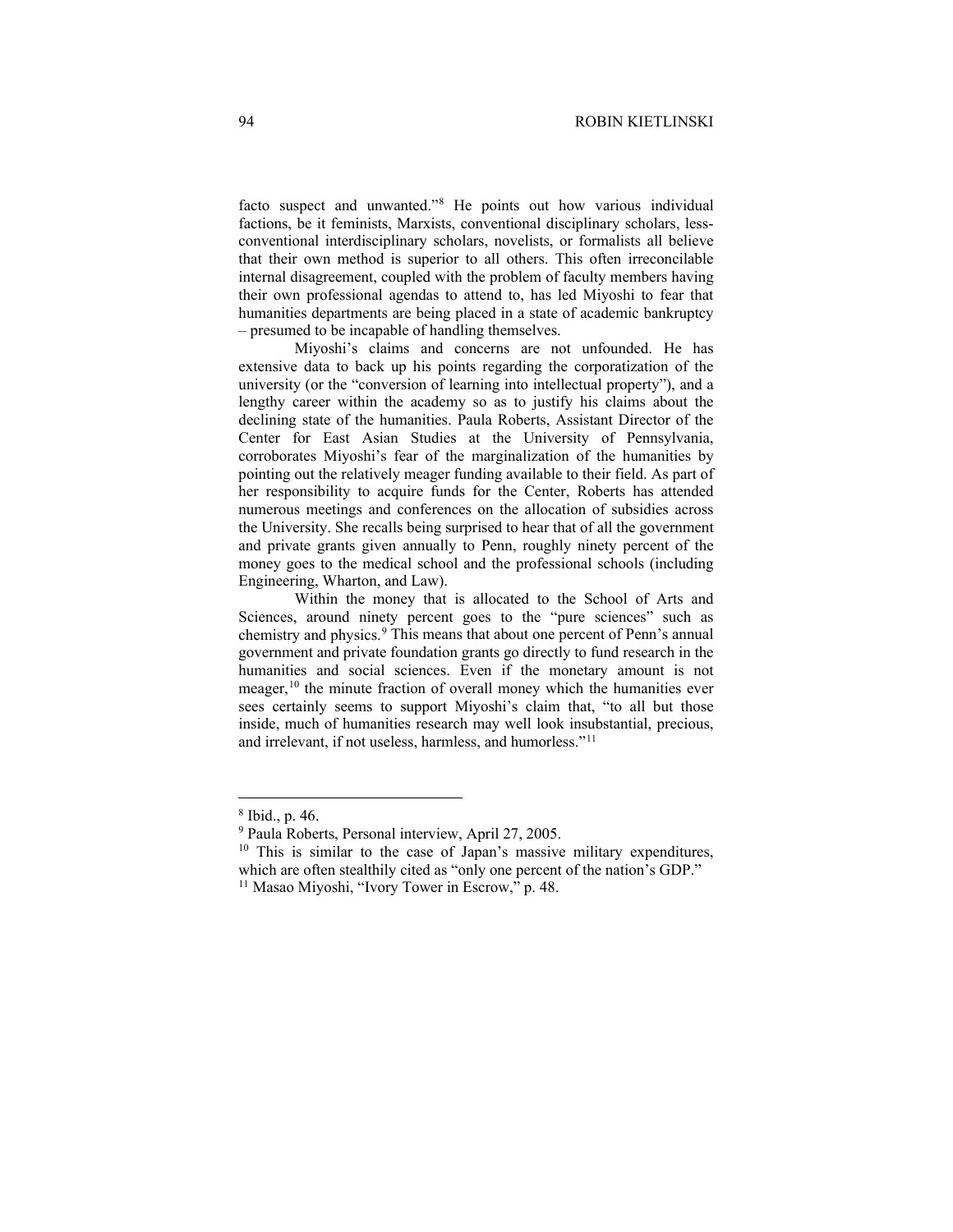facto suspect and unwanted."[8] He points out how various individual factions, be it feminists, Marxists, conventional disciplinary scholars, less-conventional interdisciplinary scholars, novelists, or formalists all believe that their own method is superior to all others. This often irreconcilable internal disagreement, coupled with the problem of faculty members having their own professional agendas to attend to, has led Miyoshi to fear that humanities departments are being placed in a state of academic bankruptcy – presumed to be incapable of handling themselves.

Miyoshi's claims and concerns are not unfounded. He has extensive data to back up his points regarding the corporatization of the university (or the "conversion of learning into intellectual property"), and a lengthy career within the academy so as to justify his claims about the declining state of the humanities. Paula Roberts, Assistant Director of the Center for East Asian Studies at the University of Pennsylvania, corroborates Miyoshi's fear of the marginalization of the humanities by pointing out the relatively meager funding available to their field. As part of her responsibility to acquire funds for the Center, Roberts has attended numerous meetings and conferences on the allocation of subsidies across the University. She recalls being surprised to hear that of all the government and private grants given annually to Penn, roughly ninety percent of the money goes to the medical school and the professional schools (including Engineering, Wharton, and Law).

Within the money that is allocated to the School of Arts and Sciences, around ninety percent goes to the "pure sciences" such as chemistry and physics.[9] This means that about one percent of Penn's annual government and private foundation grants go directly to fund research in the humanities and social sciences. Even if the monetary amount is not meager,[10] the minute fraction of overall money which the humanities ever sees certainly seems to support Miyoshi's claim that, "to all but those inside, much of humanities research may well look insubstantial, precious, and irrelevant, if not useless, harmless, and humorless."[11]

---

[8] Ibid., p. 46.

[9] Paula Roberts, Personal interview, April 27, 2005.

[10] This is similar to the case of Japan's massive military expenditures, which are often stealthily cited as "only one percent of the nation's GDP."

[11] Masao Miyoshi, "Ivory Tower in Escrow," p. 48.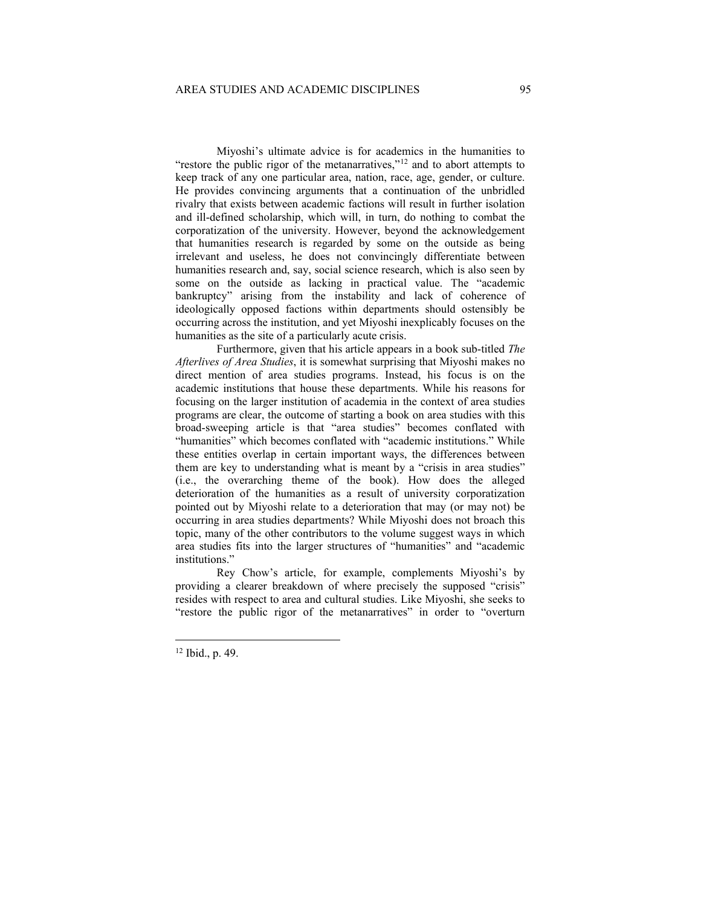Miyoshi's ultimate advice is for academics in the humanities to "restore the public rigor of the metanarratives,"[12] and to abort attempts to keep track of any one particular area, nation, race, age, gender, or culture. He provides convincing arguments that a continuation of the unbridled rivalry that exists between academic factions will result in further isolation and ill-defined scholarship, which will, in turn, do nothing to combat the corporatization of the university. However, beyond the acknowledgement that humanities research is regarded by some on the outside as being irrelevant and useless, he does not convincingly differentiate between humanities research and, say, social science research, which is also seen by some on the outside as lacking in practical value. The "academic bankruptcy" arising from the instability and lack of coherence of ideologically opposed factions within departments should ostensibly be occurring across the institution, and yet Miyoshi inexplicably focuses on the humanities as the site of a particularly acute crisis.

Furthermore, given that his article appears in a book sub-titled *The Afterlives of Area Studies*, it is somewhat surprising that Miyoshi makes no direct mention of area studies programs. Instead, his focus is on the academic institutions that house these departments. While his reasons for focusing on the larger institution of academia in the context of area studies programs are clear, the outcome of starting a book on area studies with this broad-sweeping article is that "area studies" becomes conflated with "humanities" which becomes conflated with "academic institutions." While these entities overlap in certain important ways, the differences between them are key to understanding what is meant by a "crisis in area studies" (i.e., the overarching theme of the book). How does the alleged deterioration of the humanities as a result of university corporatization pointed out by Miyoshi relate to a deterioration that may (or may not) be occurring in area studies departments? While Miyoshi does not broach this topic, many of the other contributors to the volume suggest ways in which area studies fits into the larger structures of "humanities" and "academic institutions."

Rey Chow's article, for example, complements Miyoshi's by providing a clearer breakdown of where precisely the supposed "crisis" resides with respect to area and cultural studies. Like Miyoshi, she seeks to "restore the public rigor of the metanarratives" in order to "overturn

[12] Ibid., p. 49.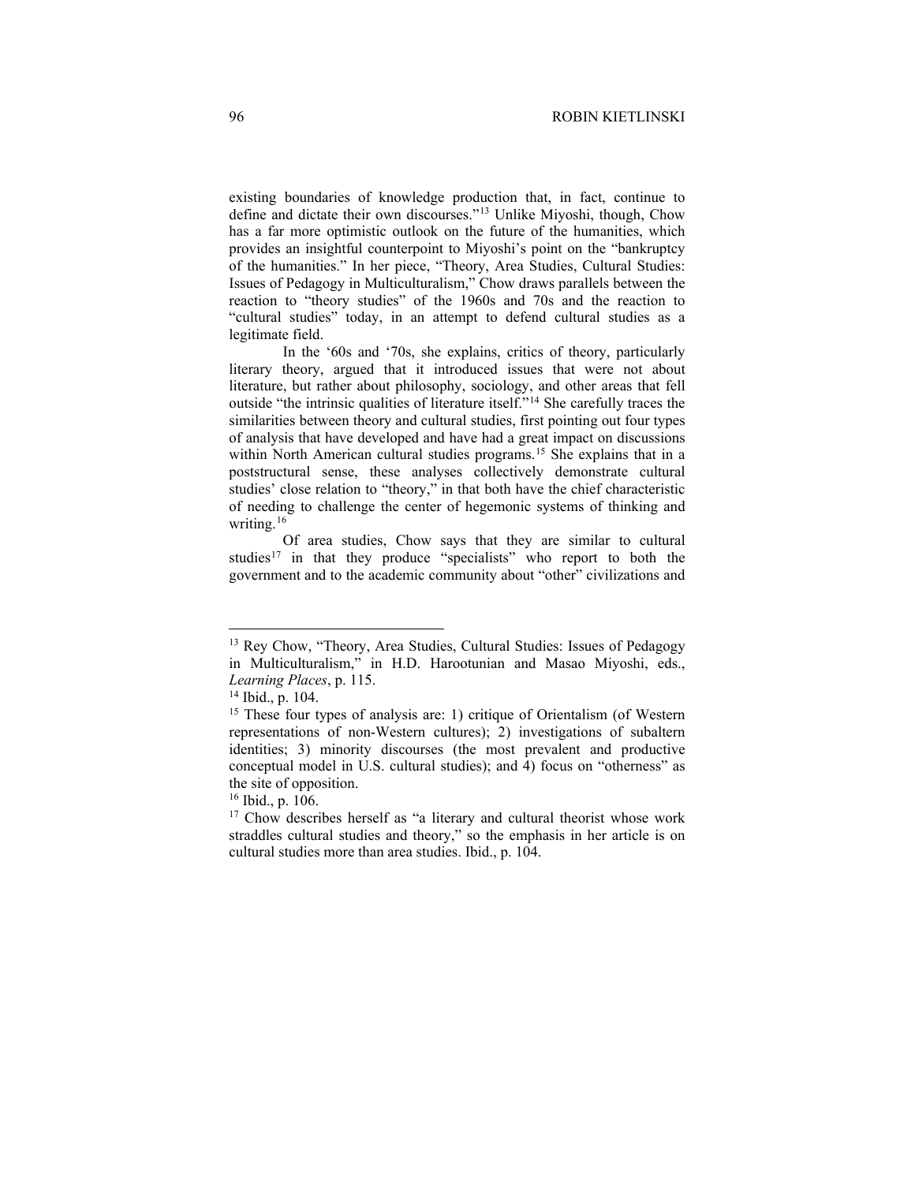existing boundaries of knowledge production that, in fact, continue to define and dictate their own discourses."[13] Unlike Miyoshi, though, Chow has a far more optimistic outlook on the future of the humanities, which provides an insightful counterpoint to Miyoshi's point on the "bankruptcy of the humanities." In her piece, "Theory, Area Studies, Cultural Studies: Issues of Pedagogy in Multiculturalism," Chow draws parallels between the reaction to "theory studies" of the 1960s and 70s and the reaction to "cultural studies" today, in an attempt to defend cultural studies as a legitimate field.

In the '60s and '70s, she explains, critics of theory, particularly literary theory, argued that it introduced issues that were not about literature, but rather about philosophy, sociology, and other areas that fell outside "the intrinsic qualities of literature itself."[14] She carefully traces the similarities between theory and cultural studies, first pointing out four types of analysis that have developed and have had a great impact on discussions within North American cultural studies programs.[15] She explains that in a poststructural sense, these analyses collectively demonstrate cultural studies' close relation to "theory," in that both have the chief characteristic of needing to challenge the center of hegemonic systems of thinking and writing.[16]

Of area studies, Chow says that they are similar to cultural studies[17] in that they produce "specialists" who report to both the government and to the academic community about "other" civilizations and

---

[13] Rey Chow, "Theory, Area Studies, Cultural Studies: Issues of Pedagogy in Multiculturalism," in H.D. Harootunian and Masao Miyoshi, eds., *Learning Places*, p. 115.

[14] Ibid., p. 104.

[15] These four types of analysis are: 1) critique of Orientalism (of Western representations of non-Western cultures); 2) investigations of subaltern identities; 3) minority discourses (the most prevalent and productive conceptual model in U.S. cultural studies); and 4) focus on "otherness" as the site of opposition.

[16] Ibid., p. 106.

[17] Chow describes herself as "a literary and cultural theorist whose work straddles cultural studies and theory," so the emphasis in her article is on cultural studies more than area studies. Ibid., p. 104.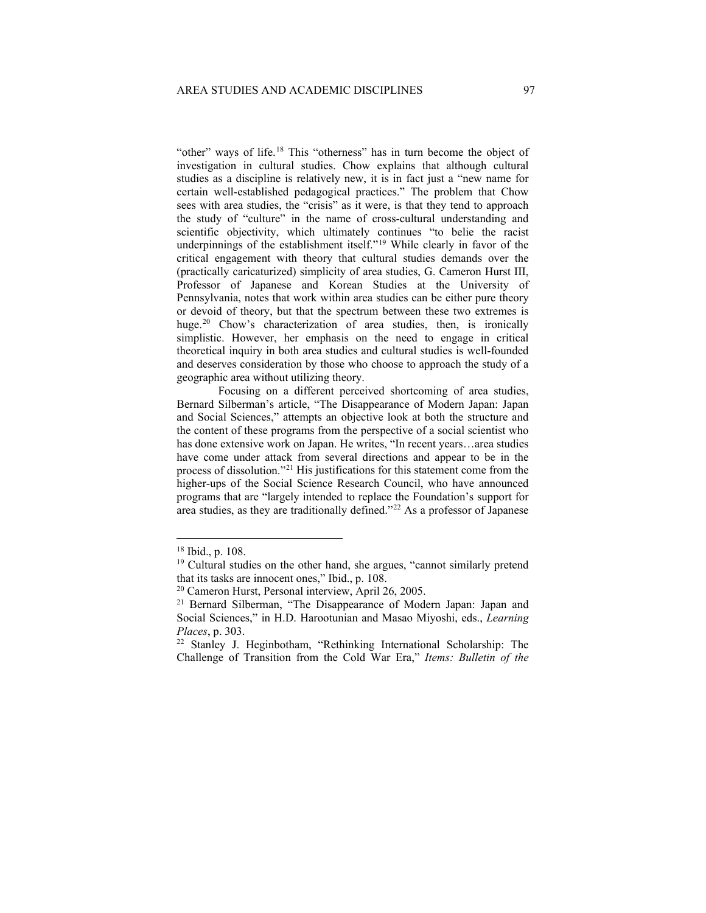"other" ways of life.[18] This "otherness" has in turn become the object of investigation in cultural studies. Chow explains that although cultural studies as a discipline is relatively new, it is in fact just a "new name for certain well-established pedagogical practices." The problem that Chow sees with area studies, the "crisis" as it were, is that they tend to approach the study of "culture" in the name of cross-cultural understanding and scientific objectivity, which ultimately continues "to belie the racist underpinnings of the establishment itself."[19] While clearly in favor of the critical engagement with theory that cultural studies demands over the (practically caricaturized) simplicity of area studies, G. Cameron Hurst III, Professor of Japanese and Korean Studies at the University of Pennsylvania, notes that work within area studies can be either pure theory or devoid of theory, but that the spectrum between these two extremes is huge.[20] Chow's characterization of area studies, then, is ironically simplistic. However, her emphasis on the need to engage in critical theoretical inquiry in both area studies and cultural studies is well-founded and deserves consideration by those who choose to approach the study of a geographic area without utilizing theory.

Focusing on a different perceived shortcoming of area studies, Bernard Silberman's article, "The Disappearance of Modern Japan: Japan and Social Sciences," attempts an objective look at both the structure and the content of these programs from the perspective of a social scientist who has done extensive work on Japan. He writes, "In recent years…area studies have come under attack from several directions and appear to be in the process of dissolution."[21] His justifications for this statement come from the higher-ups of the Social Science Research Council, who have announced programs that are "largely intended to replace the Foundation's support for area studies, as they are traditionally defined."[22] As a professor of Japanese

---

[18] Ibid., p. 108.

[19] Cultural studies on the other hand, she argues, "cannot similarly pretend that its tasks are innocent ones," Ibid., p. 108.

[20] Cameron Hurst, Personal interview, April 26, 2005.

[21] Bernard Silberman, "The Disappearance of Modern Japan: Japan and Social Sciences," in H.D. Harootunian and Masao Miyoshi, eds., *Learning Places*, p. 303.

[22] Stanley J. Heginbotham, "Rethinking International Scholarship: The Challenge of Transition from the Cold War Era," *Items: Bulletin of the*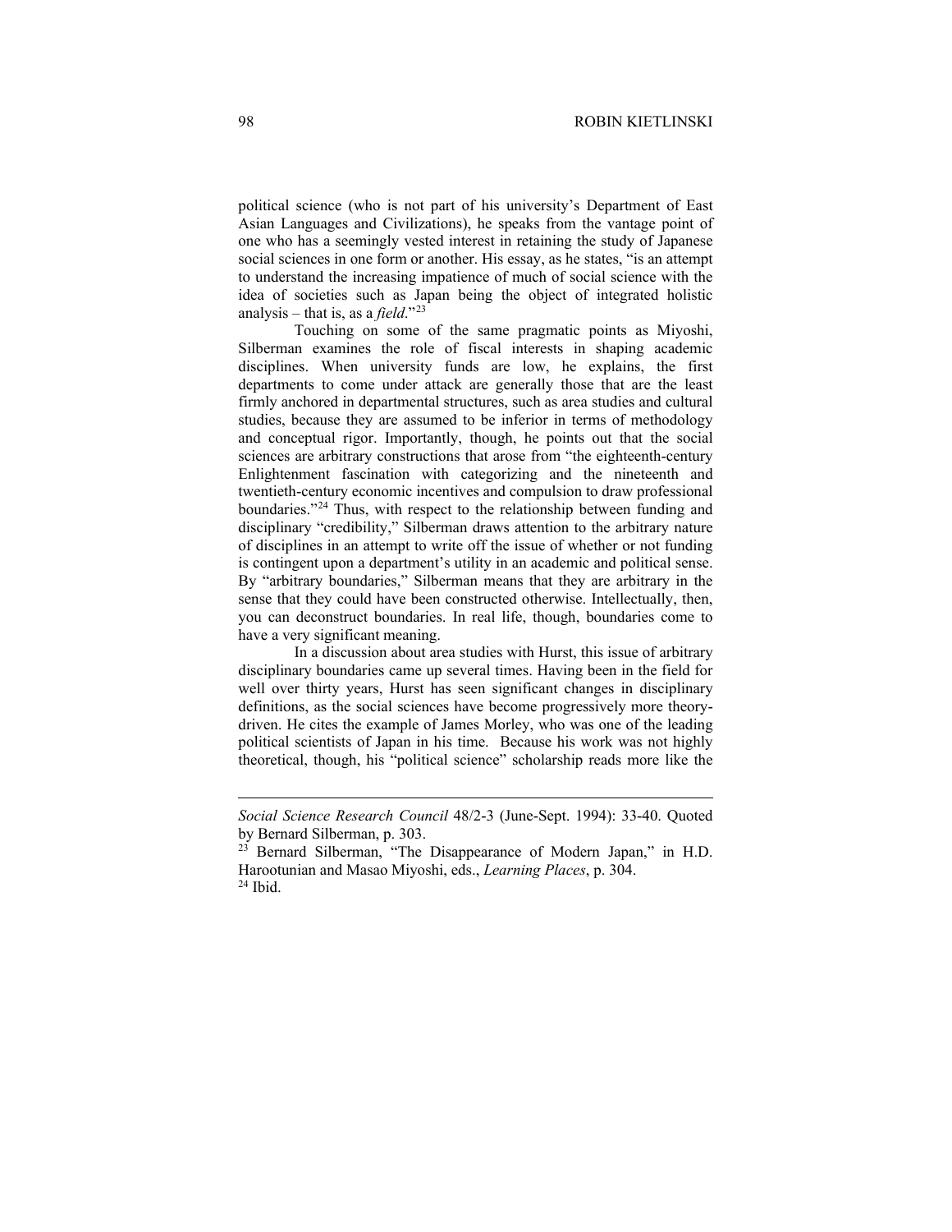political science (who is not part of his university's Department of East Asian Languages and Civilizations), he speaks from the vantage point of one who has a seemingly vested interest in retaining the study of Japanese social sciences in one form or another. His essay, as he states, "is an attempt to understand the increasing impatience of much of social science with the idea of societies such as Japan being the object of integrated holistic analysis – that is, as a *field*."[23]

Touching on some of the same pragmatic points as Miyoshi, Silberman examines the role of fiscal interests in shaping academic disciplines. When university funds are low, he explains, the first departments to come under attack are generally those that are the least firmly anchored in departmental structures, such as area studies and cultural studies, because they are assumed to be inferior in terms of methodology and conceptual rigor. Importantly, though, he points out that the social sciences are arbitrary constructions that arose from "the eighteenth-century Enlightenment fascination with categorizing and the nineteenth and twentieth-century economic incentives and compulsion to draw professional boundaries."[24] Thus, with respect to the relationship between funding and disciplinary "credibility," Silberman draws attention to the arbitrary nature of disciplines in an attempt to write off the issue of whether or not funding is contingent upon a department's utility in an academic and political sense. By "arbitrary boundaries," Silberman means that they are arbitrary in the sense that they could have been constructed otherwise. Intellectually, then, you can deconstruct boundaries. In real life, though, boundaries come to have a very significant meaning.

In a discussion about area studies with Hurst, this issue of arbitrary disciplinary boundaries came up several times. Having been in the field for well over thirty years, Hurst has seen significant changes in disciplinary definitions, as the social sciences have become progressively more theory-driven. He cites the example of James Morley, who was one of the leading political scientists of Japan in his time. Because his work was not highly theoretical, though, his "political science" scholarship reads more like the

---

*Social Science Research Council* 48/2-3 (June-Sept. 1994): 33-40. Quoted by Bernard Silberman, p. 303.

[23] Bernard Silberman, "The Disappearance of Modern Japan," in H.D. Harootunian and Masao Miyoshi, eds., *Learning Places*, p. 304.

[24] Ibid.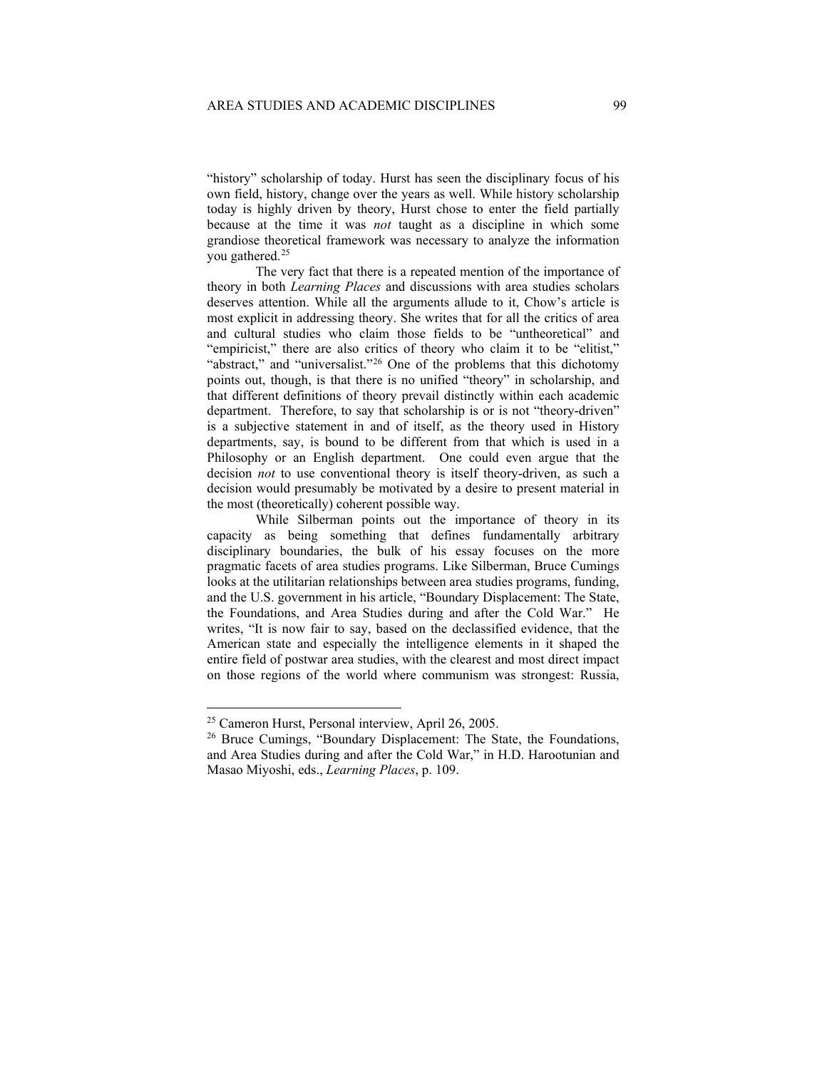"history" scholarship of today. Hurst has seen the disciplinary focus of his own field, history, change over the years as well. While history scholarship today is highly driven by theory, Hurst chose to enter the field partially because at the time it was *not* taught as a discipline in which some grandiose theoretical framework was necessary to analyze the information you gathered.[25]

The very fact that there is a repeated mention of the importance of theory in both *Learning Places* and discussions with area studies scholars deserves attention. While all the arguments allude to it, Chow's article is most explicit in addressing theory. She writes that for all the critics of area and cultural studies who claim those fields to be "untheoretical" and "empiricist," there are also critics of theory who claim it to be "elitist," "abstract," and "universalist."[26] One of the problems that this dichotomy points out, though, is that there is no unified "theory" in scholarship, and that different definitions of theory prevail distinctly within each academic department. Therefore, to say that scholarship is or is not "theory-driven" is a subjective statement in and of itself, as the theory used in History departments, say, is bound to be different from that which is used in a Philosophy or an English department. One could even argue that the decision *not* to use conventional theory is itself theory-driven, as such a decision would presumably be motivated by a desire to present material in the most (theoretically) coherent possible way.

While Silberman points out the importance of theory in its capacity as being something that defines fundamentally arbitrary disciplinary boundaries, the bulk of his essay focuses on the more pragmatic facets of area studies programs. Like Silberman, Bruce Cumings looks at the utilitarian relationships between area studies programs, funding, and the U.S. government in his article, "Boundary Displacement: The State, the Foundations, and Area Studies during and after the Cold War." He writes, "It is now fair to say, based on the declassified evidence, that the American state and especially the intelligence elements in it shaped the entire field of postwar area studies, with the clearest and most direct impact on those regions of the world where communism was strongest: Russia,

---

[25] Cameron Hurst, Personal interview, April 26, 2005.

[26] Bruce Cumings, "Boundary Displacement: The State, the Foundations, and Area Studies during and after the Cold War," in H.D. Harootunian and Masao Miyoshi, eds., *Learning Places*, p. 109.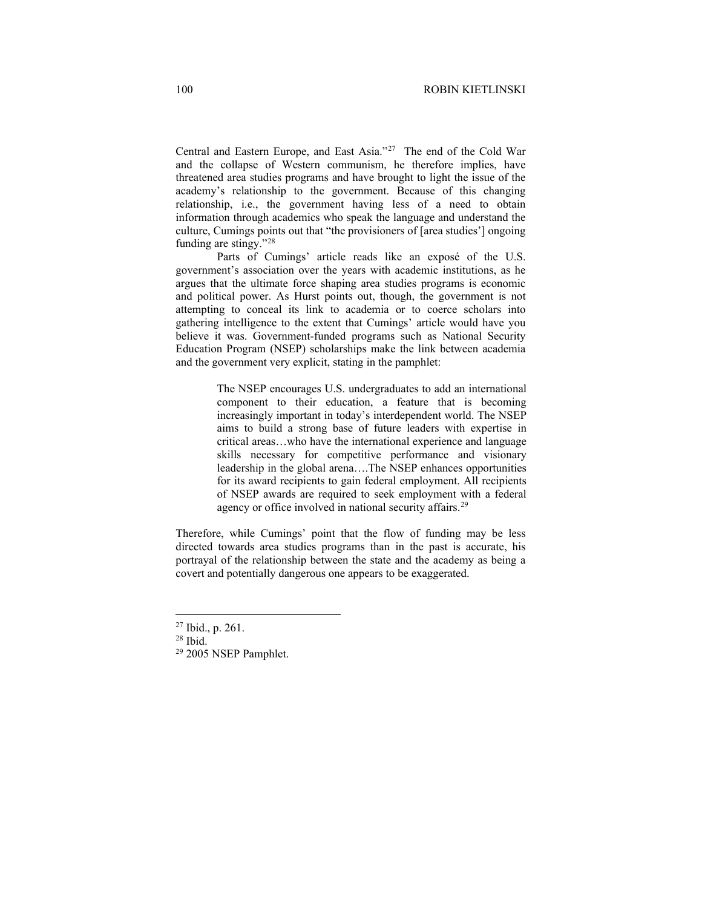Central and Eastern Europe, and East Asia."[27] The end of the Cold War and the collapse of Western communism, he therefore implies, have threatened area studies programs and have brought to light the issue of the academy's relationship to the government. Because of this changing relationship, i.e., the government having less of a need to obtain information through academics who speak the language and understand the culture, Cumings points out that "the provisioners of [area studies'] ongoing funding are stingy."[28]

Parts of Cumings' article reads like an exposé of the U.S. government's association over the years with academic institutions, as he argues that the ultimate force shaping area studies programs is economic and political power. As Hurst points out, though, the government is not attempting to conceal its link to academia or to coerce scholars into gathering intelligence to the extent that Cumings' article would have you believe it was. Government-funded programs such as National Security Education Program (NSEP) scholarships make the link between academia and the government very explicit, stating in the pamphlet:

> The NSEP encourages U.S. undergraduates to add an international component to their education, a feature that is becoming increasingly important in today's interdependent world. The NSEP aims to build a strong base of future leaders with expertise in critical areas…who have the international experience and language skills necessary for competitive performance and visionary leadership in the global arena….The NSEP enhances opportunities for its award recipients to gain federal employment. All recipients of NSEP awards are required to seek employment with a federal agency or office involved in national security affairs.[29]

Therefore, while Cumings' point that the flow of funding may be less directed towards area studies programs than in the past is accurate, his portrayal of the relationship between the state and the academy as being a covert and potentially dangerous one appears to be exaggerated.

---

[27] Ibid., p. 261.

[28] Ibid.

[29] 2005 NSEP Pamphlet.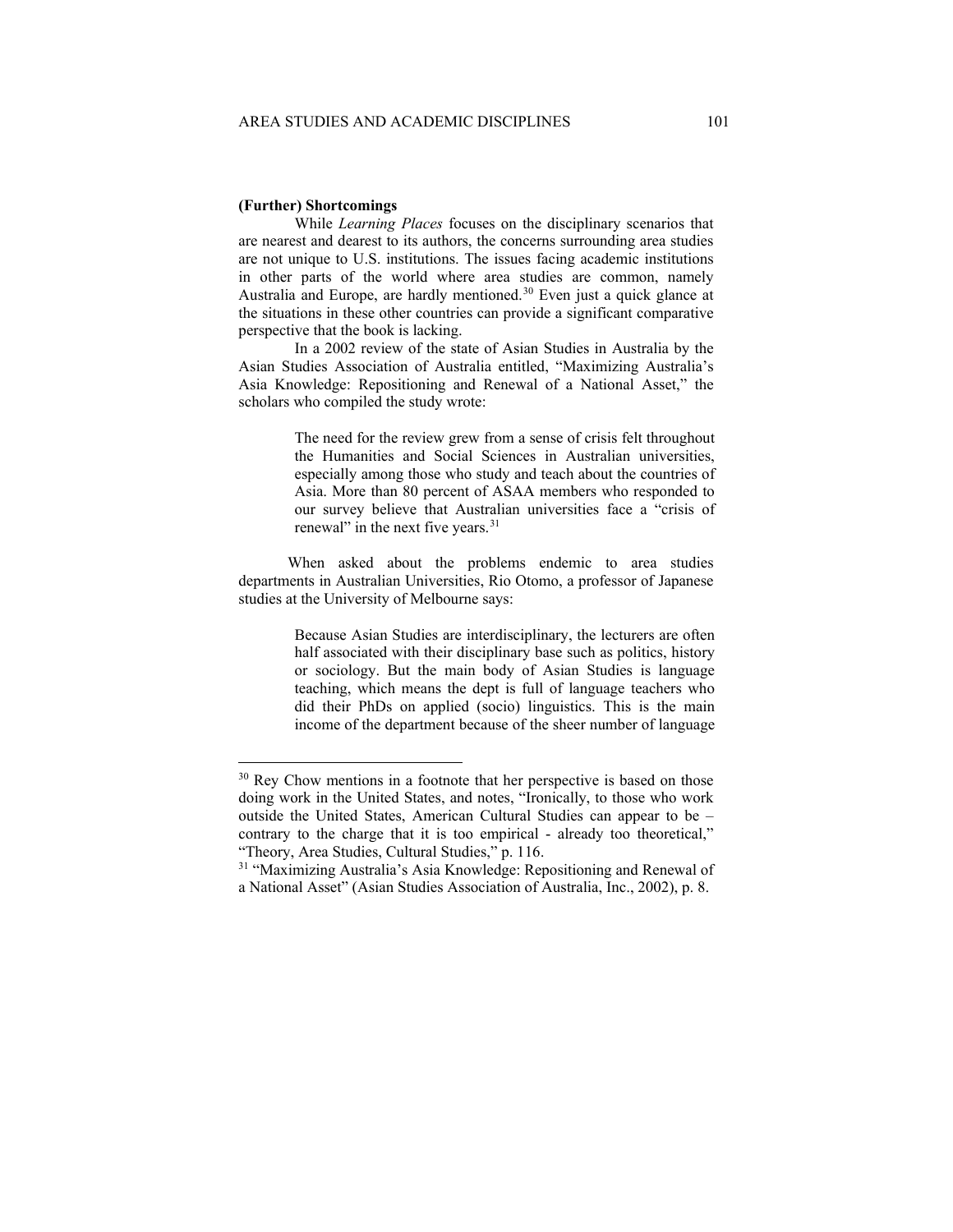**(Further) Shortcomings**

While *Learning Places* focuses on the disciplinary scenarios that are nearest and dearest to its authors, the concerns surrounding area studies are not unique to U.S. institutions. The issues facing academic institutions in other parts of the world where area studies are common, namely Australia and Europe, are hardly mentioned.[30] Even just a quick glance at the situations in these other countries can provide a significant comparative perspective that the book is lacking.

In a 2002 review of the state of Asian Studies in Australia by the Asian Studies Association of Australia entitled, "Maximizing Australia's Asia Knowledge: Repositioning and Renewal of a National Asset," the scholars who compiled the study wrote:

> The need for the review grew from a sense of crisis felt throughout the Humanities and Social Sciences in Australian universities, especially among those who study and teach about the countries of Asia. More than 80 percent of ASAA members who responded to our survey believe that Australian universities face a "crisis of renewal" in the next five years.[31]

When asked about the problems endemic to area studies departments in Australian Universities, Rio Otomo, a professor of Japanese studies at the University of Melbourne says:

> Because Asian Studies are interdisciplinary, the lecturers are often half associated with their disciplinary base such as politics, history or sociology. But the main body of Asian Studies is language teaching, which means the dept is full of language teachers who did their PhDs on applied (socio) linguistics. This is the main income of the department because of the sheer number of language

---

[30] Rey Chow mentions in a footnote that her perspective is based on those doing work in the United States, and notes, "Ironically, to those who work outside the United States, American Cultural Studies can appear to be – contrary to the charge that it is too empirical - already too theoretical," "Theory, Area Studies, Cultural Studies," p. 116.

[31] "Maximizing Australia's Asia Knowledge: Repositioning and Renewal of a National Asset" (Asian Studies Association of Australia, Inc., 2002), p. 8.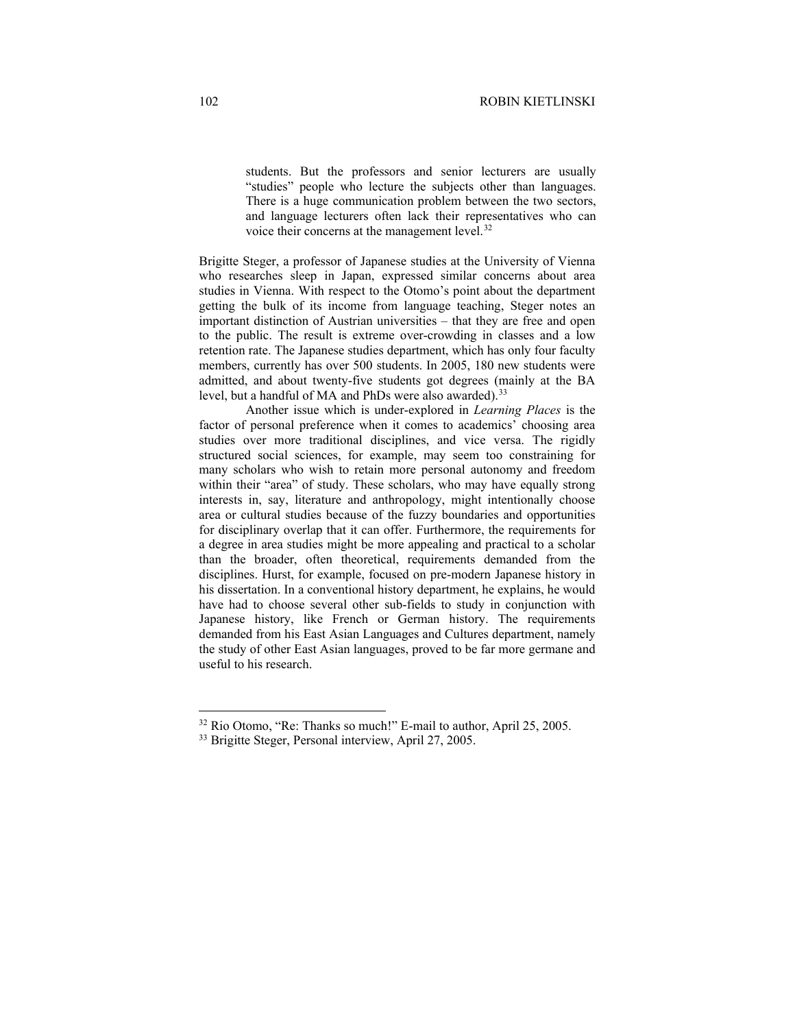> students. But the professors and senior lecturers are usually "studies" people who lecture the subjects other than languages. There is a huge communication problem between the two sectors, and language lecturers often lack their representatives who can voice their concerns at the management level.[32]

Brigitte Steger, a professor of Japanese studies at the University of Vienna who researches sleep in Japan, expressed similar concerns about area studies in Vienna. With respect to the Otomo's point about the department getting the bulk of its income from language teaching, Steger notes an important distinction of Austrian universities – that they are free and open to the public. The result is extreme over-crowding in classes and a low retention rate. The Japanese studies department, which has only four faculty members, currently has over 500 students. In 2005, 180 new students were admitted, and about twenty-five students got degrees (mainly at the BA level, but a handful of MA and PhDs were also awarded).[33]

Another issue which is under-explored in *Learning Places* is the factor of personal preference when it comes to academics' choosing area studies over more traditional disciplines, and vice versa. The rigidly structured social sciences, for example, may seem too constraining for many scholars who wish to retain more personal autonomy and freedom within their "area" of study. These scholars, who may have equally strong interests in, say, literature and anthropology, might intentionally choose area or cultural studies because of the fuzzy boundaries and opportunities for disciplinary overlap that it can offer. Furthermore, the requirements for a degree in area studies might be more appealing and practical to a scholar than the broader, often theoretical, requirements demanded from the disciplines. Hurst, for example, focused on pre-modern Japanese history in his dissertation. In a conventional history department, he explains, he would have had to choose several other sub-fields to study in conjunction with Japanese history, like French or German history. The requirements demanded from his East Asian Languages and Cultures department, namely the study of other East Asian languages, proved to be far more germane and useful to his research.

---

[32] Rio Otomo, "Re: Thanks so much!" E-mail to author, April 25, 2005.

[33] Brigitte Steger, Personal interview, April 27, 2005.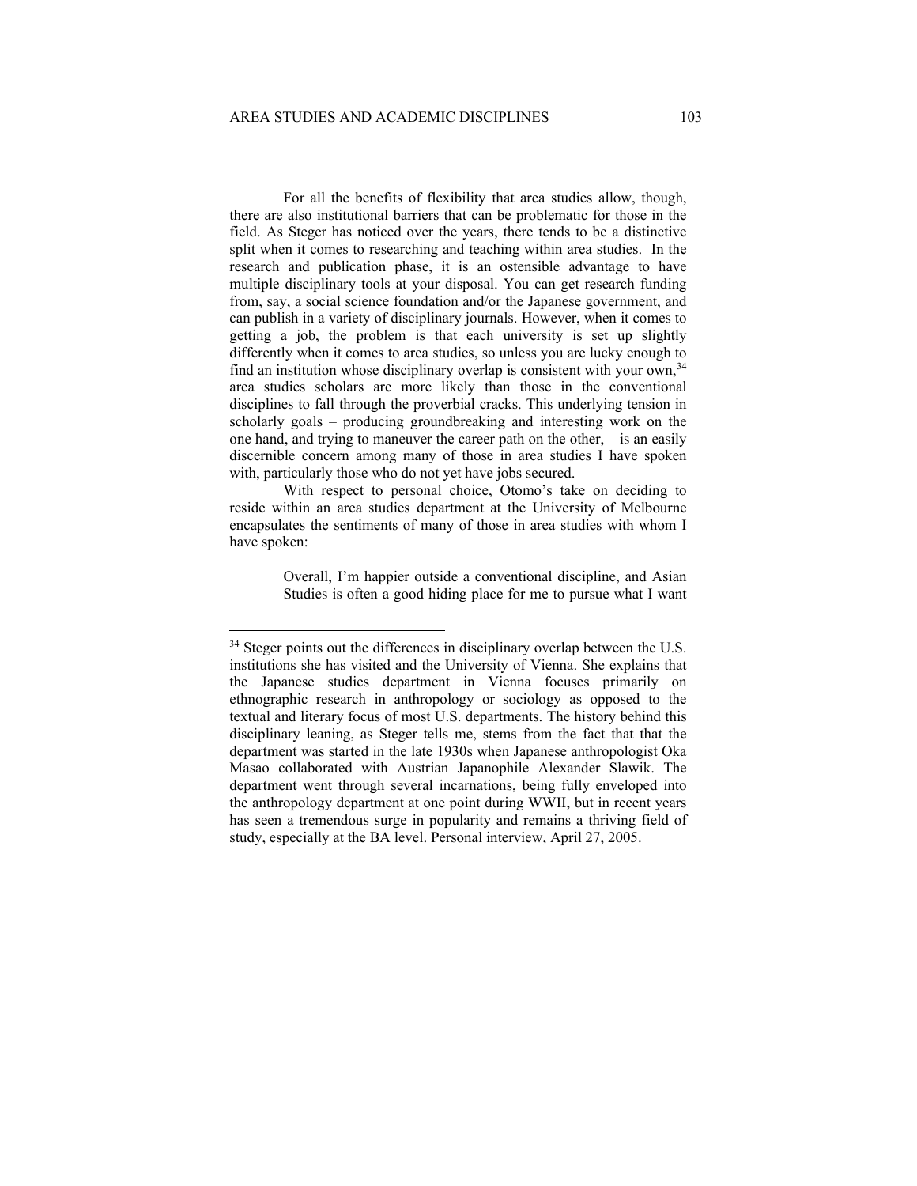For all the benefits of flexibility that area studies allow, though, there are also institutional barriers that can be problematic for those in the field. As Steger has noticed over the years, there tends to be a distinctive split when it comes to researching and teaching within area studies. In the research and publication phase, it is an ostensible advantage to have multiple disciplinary tools at your disposal. You can get research funding from, say, a social science foundation and/or the Japanese government, and can publish in a variety of disciplinary journals. However, when it comes to getting a job, the problem is that each university is set up slightly differently when it comes to area studies, so unless you are lucky enough to find an institution whose disciplinary overlap is consistent with your own,[34] area studies scholars are more likely than those in the conventional disciplines to fall through the proverbial cracks. This underlying tension in scholarly goals – producing groundbreaking and interesting work on the one hand, and trying to maneuver the career path on the other, – is an easily discernible concern among many of those in area studies I have spoken with, particularly those who do not yet have jobs secured.

With respect to personal choice, Otomo's take on deciding to reside within an area studies department at the University of Melbourne encapsulates the sentiments of many of those in area studies with whom I have spoken:

> Overall, I'm happier outside a conventional discipline, and Asian Studies is often a good hiding place for me to pursue what I want

---

[34] Steger points out the differences in disciplinary overlap between the U.S. institutions she has visited and the University of Vienna. She explains that the Japanese studies department in Vienna focuses primarily on ethnographic research in anthropology or sociology as opposed to the textual and literary focus of most U.S. departments. The history behind this disciplinary leaning, as Steger tells me, stems from the fact that that the department was started in the late 1930s when Japanese anthropologist Oka Masao collaborated with Austrian Japanophile Alexander Slawik. The department went through several incarnations, being fully enveloped into the anthropology department at one point during WWII, but in recent years has seen a tremendous surge in popularity and remains a thriving field of study, especially at the BA level. Personal interview, April 27, 2005.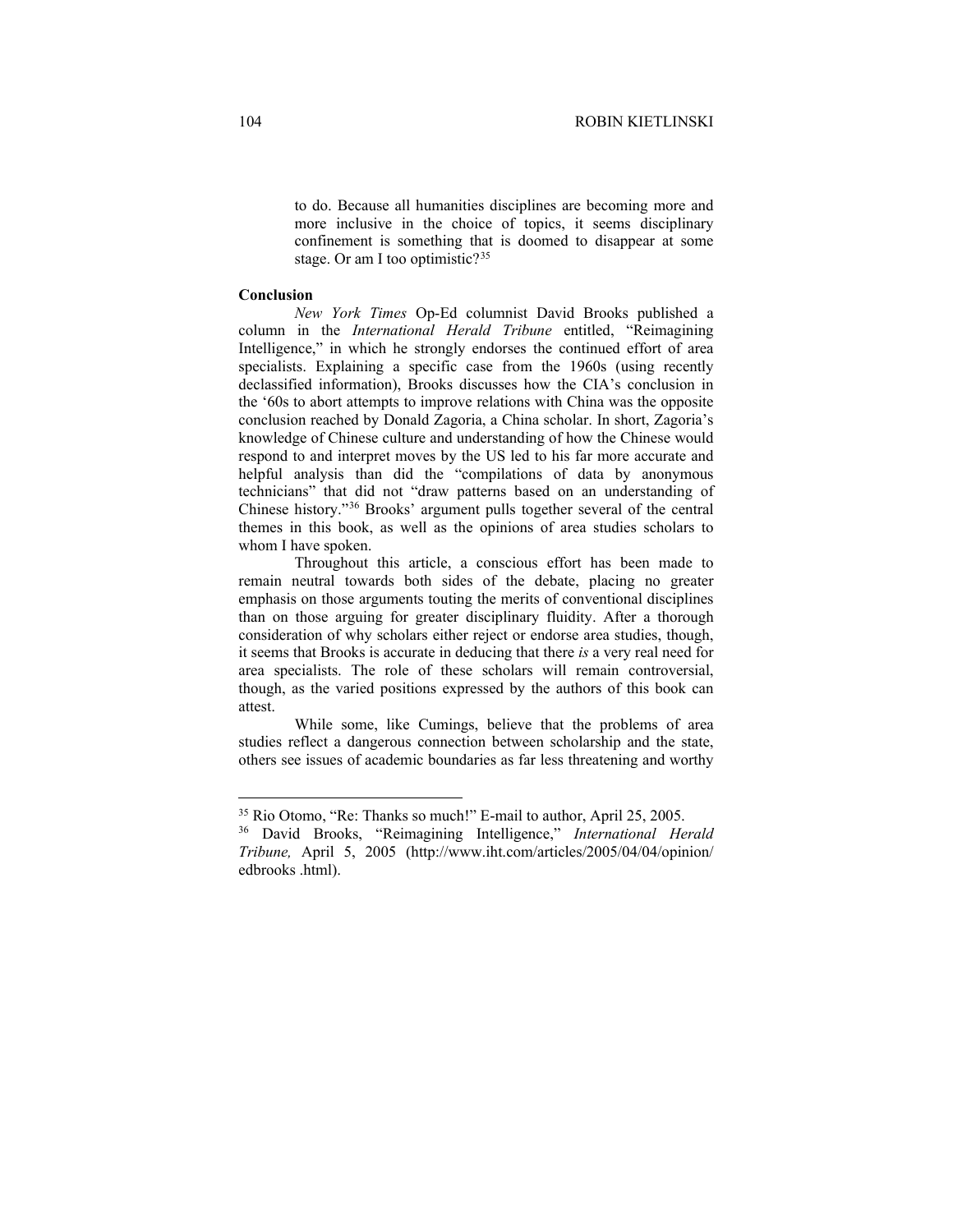> to do. Because all humanities disciplines are becoming more and more inclusive in the choice of topics, it seems disciplinary confinement is something that is doomed to disappear at some stage. Or am I too optimistic?[35]

**Conclusion**

*New York Times* Op-Ed columnist David Brooks published a column in the *International Herald Tribune* entitled, "Reimagining Intelligence," in which he strongly endorses the continued effort of area specialists. Explaining a specific case from the 1960s (using recently declassified information), Brooks discusses how the CIA's conclusion in the '60s to abort attempts to improve relations with China was the opposite conclusion reached by Donald Zagoria, a China scholar. In short, Zagoria's knowledge of Chinese culture and understanding of how the Chinese would respond to and interpret moves by the US led to his far more accurate and helpful analysis than did the "compilations of data by anonymous technicians" that did not "draw patterns based on an understanding of Chinese history."[36] Brooks' argument pulls together several of the central themes in this book, as well as the opinions of area studies scholars to whom I have spoken.

Throughout this article, a conscious effort has been made to remain neutral towards both sides of the debate, placing no greater emphasis on those arguments touting the merits of conventional disciplines than on those arguing for greater disciplinary fluidity. After a thorough consideration of why scholars either reject or endorse area studies, though, it seems that Brooks is accurate in deducing that there *is* a very real need for area specialists. The role of these scholars will remain controversial, though, as the varied positions expressed by the authors of this book can attest.

While some, like Cumings, believe that the problems of area studies reflect a dangerous connection between scholarship and the state, others see issues of academic boundaries as far less threatening and worthy

---

[35] Rio Otomo, "Re: Thanks so much!" E-mail to author, April 25, 2005.

[36] David Brooks, "Reimagining Intelligence," *International Herald Tribune,* April 5, 2005 (http://www.iht.com/articles/2005/04/04/opinion/edbrooks .html).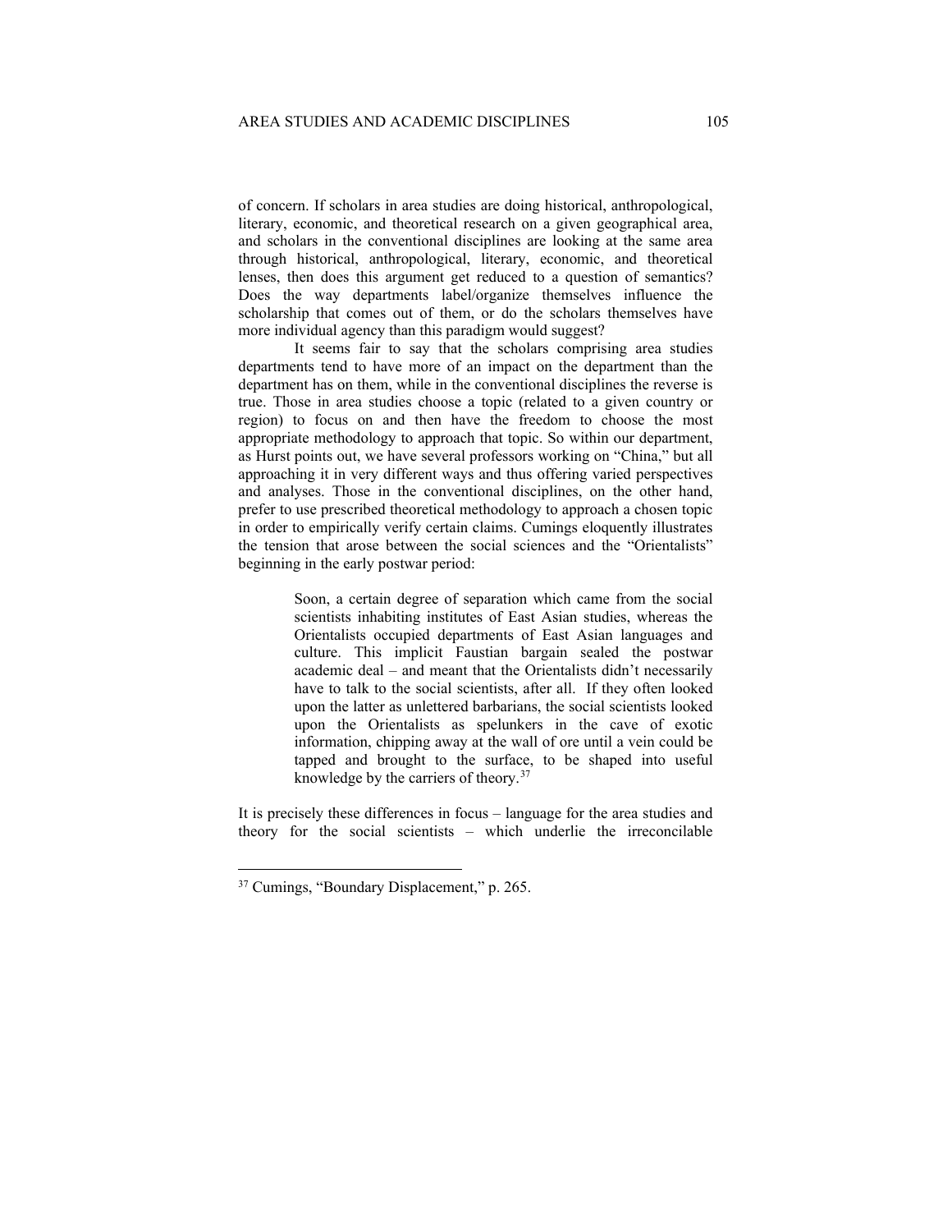of concern. If scholars in area studies are doing historical, anthropological, literary, economic, and theoretical research on a given geographical area, and scholars in the conventional disciplines are looking at the same area through historical, anthropological, literary, economic, and theoretical lenses, then does this argument get reduced to a question of semantics? Does the way departments label/organize themselves influence the scholarship that comes out of them, or do the scholars themselves have more individual agency than this paradigm would suggest?

It seems fair to say that the scholars comprising area studies departments tend to have more of an impact on the department than the department has on them, while in the conventional disciplines the reverse is true. Those in area studies choose a topic (related to a given country or region) to focus on and then have the freedom to choose the most appropriate methodology to approach that topic. So within our department, as Hurst points out, we have several professors working on "China," but all approaching it in very different ways and thus offering varied perspectives and analyses. Those in the conventional disciplines, on the other hand, prefer to use prescribed theoretical methodology to approach a chosen topic in order to empirically verify certain claims. Cumings eloquently illustrates the tension that arose between the social sciences and the "Orientalists" beginning in the early postwar period:

> Soon, a certain degree of separation which came from the social scientists inhabiting institutes of East Asian studies, whereas the Orientalists occupied departments of East Asian languages and culture. This implicit Faustian bargain sealed the postwar academic deal – and meant that the Orientalists didn't necessarily have to talk to the social scientists, after all. If they often looked upon the latter as unlettered barbarians, the social scientists looked upon the Orientalists as spelunkers in the cave of exotic information, chipping away at the wall of ore until a vein could be tapped and brought to the surface, to be shaped into useful knowledge by the carriers of theory.[37]

It is precisely these differences in focus – language for the area studies and theory for the social scientists – which underlie the irreconcilable

---

[37] Cumings, "Boundary Displacement," p. 265.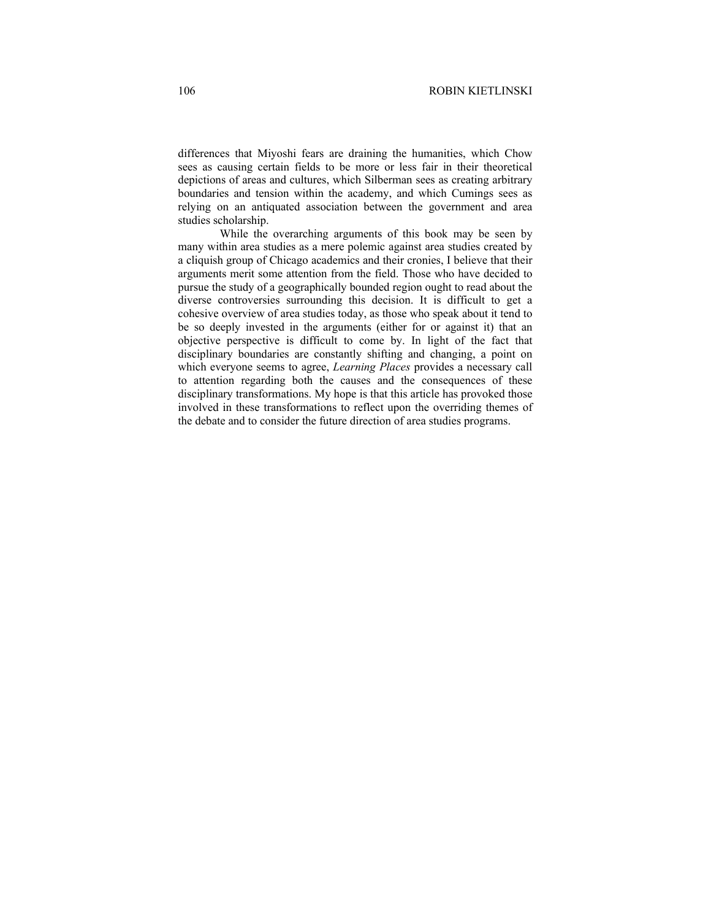differences that Miyoshi fears are draining the humanities, which Chow sees as causing certain fields to be more or less fair in their theoretical depictions of areas and cultures, which Silberman sees as creating arbitrary boundaries and tension within the academy, and which Cumings sees as relying on an antiquated association between the government and area studies scholarship.

While the overarching arguments of this book may be seen by many within area studies as a mere polemic against area studies created by a cliquish group of Chicago academics and their cronies, I believe that their arguments merit some attention from the field. Those who have decided to pursue the study of a geographically bounded region ought to read about the diverse controversies surrounding this decision. It is difficult to get a cohesive overview of area studies today, as those who speak about it tend to be so deeply invested in the arguments (either for or against it) that an objective perspective is difficult to come by. In light of the fact that disciplinary boundaries are constantly shifting and changing, a point on which everyone seems to agree, *Learning Places* provides a necessary call to attention regarding both the causes and the consequences of these disciplinary transformations. My hope is that this article has provoked those involved in these transformations to reflect upon the overriding themes of the debate and to consider the future direction of area studies programs.